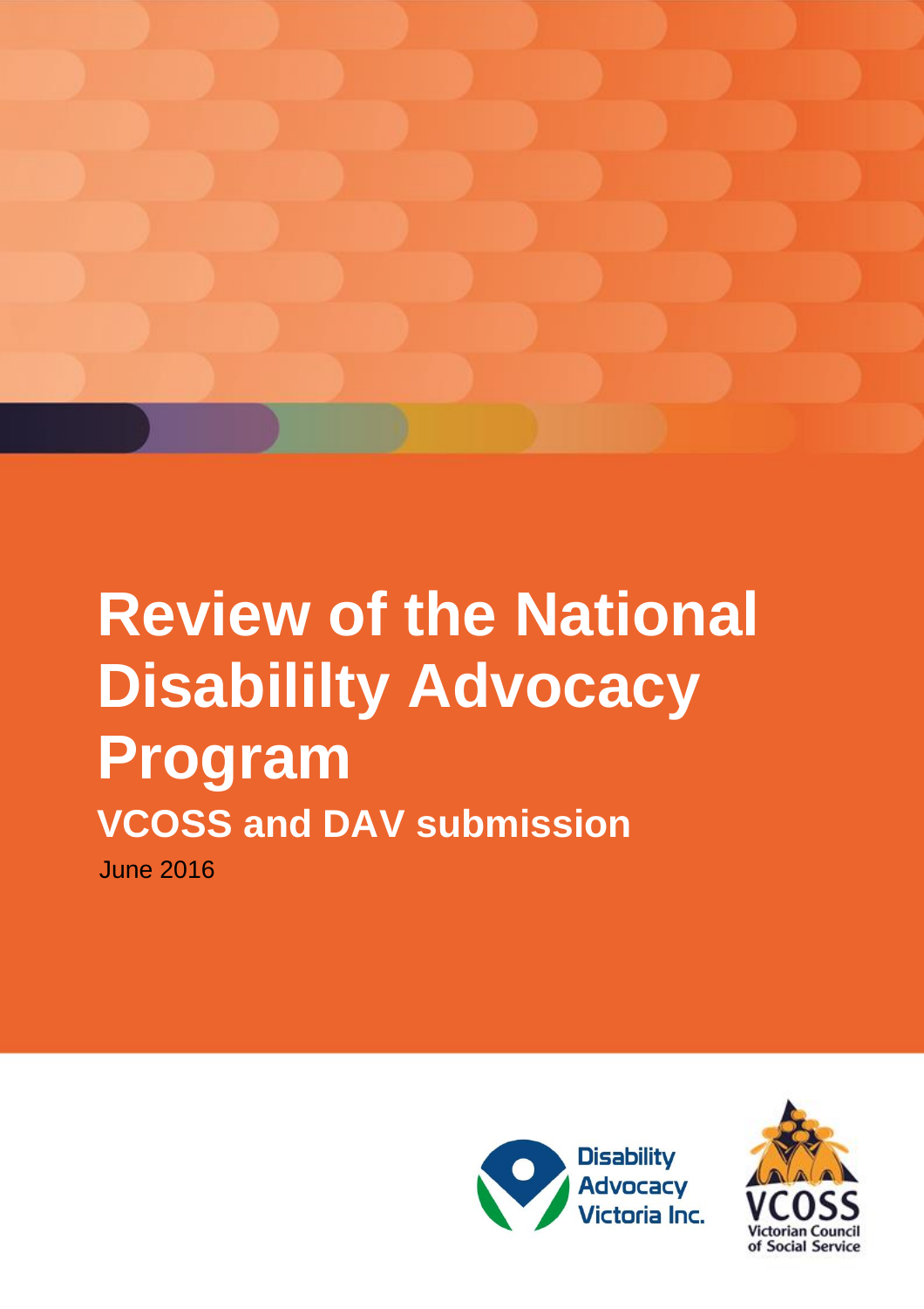# Review of the National Disabililty Advocacy Program

## VCOSS and DAV submission

June 2016

Disability Advocacy Victoria Inc.

VCOSS Victorian Council of Social Service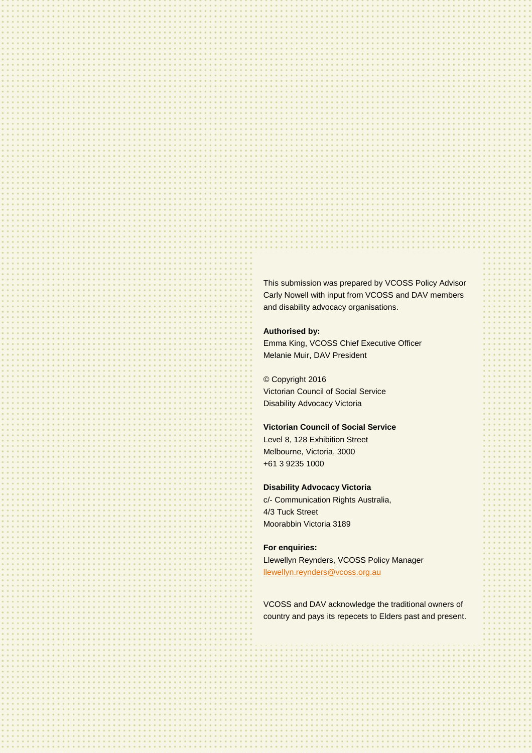This submission was prepared by VCOSS Policy Advisor Carly Nowell with input from VCOSS and DAV members and disability advocacy organisations.

**Authorised by:**
Emma King, VCOSS Chief Executive Officer
Melanie Muir, DAV President

© Copyright 2016
Victorian Council of Social Service
Disability Advocacy Victoria

**Victorian Council of Social Service**
Level 8, 128 Exhibition Street
Melbourne, Victoria, 3000
+61 3 9235 1000

**Disability Advocacy Victoria**
c/- Communication Rights Australia,
4/3 Tuck Street
Moorabbin Victoria 3189

**For enquiries:**
Llewellyn Reynders, VCOSS Policy Manager
llewellyn.reynders@vcoss.org.au

VCOSS and DAV acknowledge the traditional owners of country and pays its repecets to Elders past and present.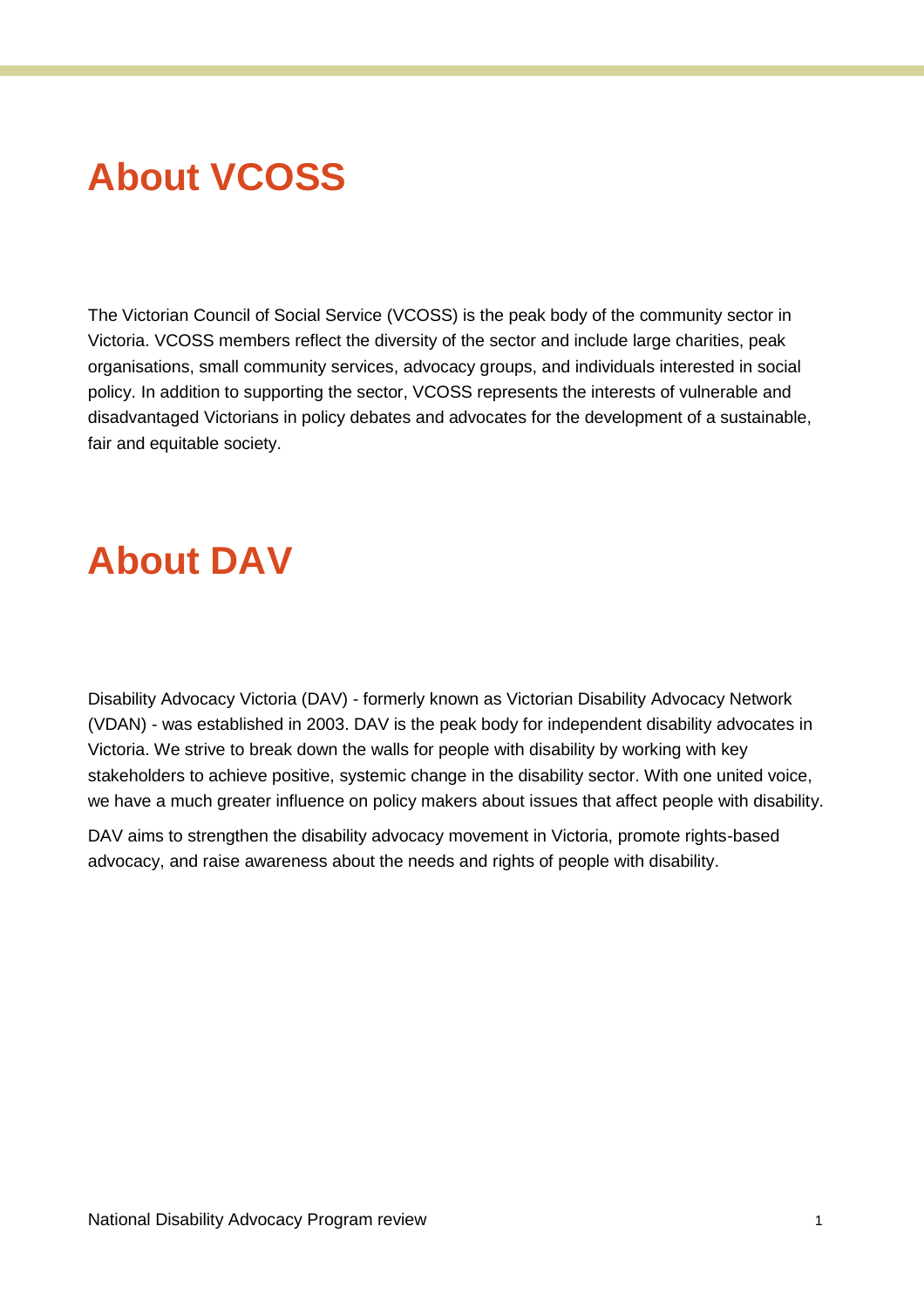# About VCOSS

The Victorian Council of Social Service (VCOSS) is the peak body of the community sector in Victoria. VCOSS members reflect the diversity of the sector and include large charities, peak organisations, small community services, advocacy groups, and individuals interested in social policy. In addition to supporting the sector, VCOSS represents the interests of vulnerable and disadvantaged Victorians in policy debates and advocates for the development of a sustainable, fair and equitable society.

# About DAV

Disability Advocacy Victoria (DAV) - formerly known as Victorian Disability Advocacy Network (VDAN) - was established in 2003. DAV is the peak body for independent disability advocates in Victoria. We strive to break down the walls for people with disability by working with key stakeholders to achieve positive, systemic change in the disability sector. With one united voice, we have a much greater influence on policy makers about issues that affect people with disability.

DAV aims to strengthen the disability advocacy movement in Victoria, promote rights-based advocacy, and raise awareness about the needs and rights of people with disability.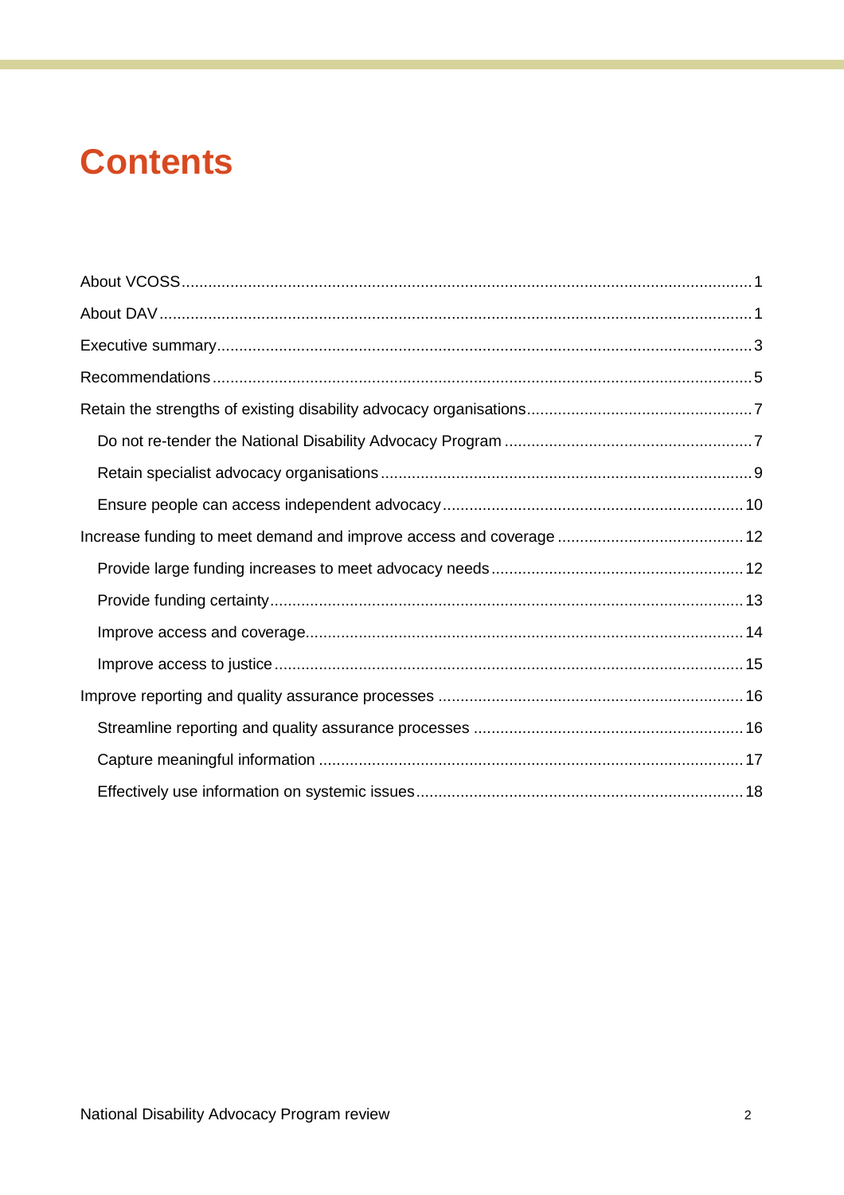# Contents

About VCOSS ........ 1

About DAV ........ 1

Executive summary ........ 3

Recommendations ........ 5

Retain the strengths of existing disability advocacy organisations ........ 7

- Do not re-tender the National Disability Advocacy Program ........ 7
- Retain specialist advocacy organisations ........ 9
- Ensure people can access independent advocacy ........ 10

Increase funding to meet demand and improve access and coverage ........ 12

- Provide large funding increases to meet advocacy needs ........ 12
- Provide funding certainty ........ 13
- Improve access and coverage ........ 14
- Improve access to justice ........ 15

Improve reporting and quality assurance processes ........ 16

- Streamline reporting and quality assurance processes ........ 16
- Capture meaningful information ........ 17
- Effectively use information on systemic issues ........ 18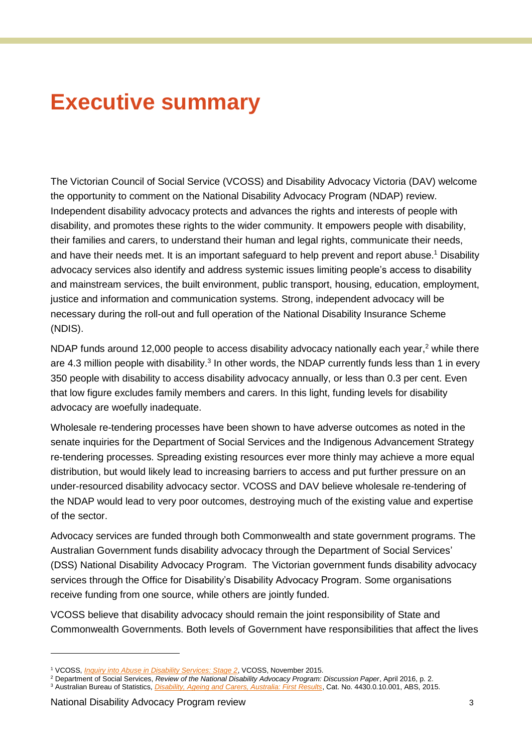# Executive summary

The Victorian Council of Social Service (VCOSS) and Disability Advocacy Victoria (DAV) welcome the opportunity to comment on the National Disability Advocacy Program (NDAP) review. Independent disability advocacy protects and advances the rights and interests of people with disability, and promotes these rights to the wider community. It empowers people with disability, their families and carers, to understand their human and legal rights, communicate their needs, and have their needs met. It is an important safeguard to help prevent and report abuse.[1] Disability advocacy services also identify and address systemic issues limiting people's access to disability and mainstream services, the built environment, public transport, housing, education, employment, justice and information and communication systems. Strong, independent advocacy will be necessary during the roll-out and full operation of the National Disability Insurance Scheme (NDIS).

NDAP funds around 12,000 people to access disability advocacy nationally each year,[2] while there are 4.3 million people with disability.[3] In other words, the NDAP currently funds less than 1 in every 350 people with disability to access disability advocacy annually, or less than 0.3 per cent. Even that low figure excludes family members and carers. In this light, funding levels for disability advocacy are woefully inadequate.

Wholesale re-tendering processes have been shown to have adverse outcomes as noted in the senate inquiries for the Department of Social Services and the Indigenous Advancement Strategy re-tendering processes. Spreading existing resources ever more thinly may achieve a more equal distribution, but would likely lead to increasing barriers to access and put further pressure on an under-resourced disability advocacy sector. VCOSS and DAV believe wholesale re-tendering of the NDAP would lead to very poor outcomes, destroying much of the existing value and expertise of the sector.

Advocacy services are funded through both Commonwealth and state government programs. The Australian Government funds disability advocacy through the Department of Social Services' (DSS) National Disability Advocacy Program. The Victorian government funds disability advocacy services through the Office for Disability's Disability Advocacy Program. Some organisations receive funding from one source, while others are jointly funded.

VCOSS believe that disability advocacy should remain the joint responsibility of State and Commonwealth Governments. Both levels of Government have responsibilities that affect the lives

---

[1] VCOSS, *Inquiry into Abuse in Disability Services: Stage 2*, VCOSS, November 2015.

[2] Department of Social Services, *Review of the National Disability Advocacy Program: Discussion Paper*, April 2016, p. 2.

[3] Australian Bureau of Statistics, *Disability, Ageing and Carers, Australia: First Results*, Cat. No. 4430.0.10.001, ABS, 2015.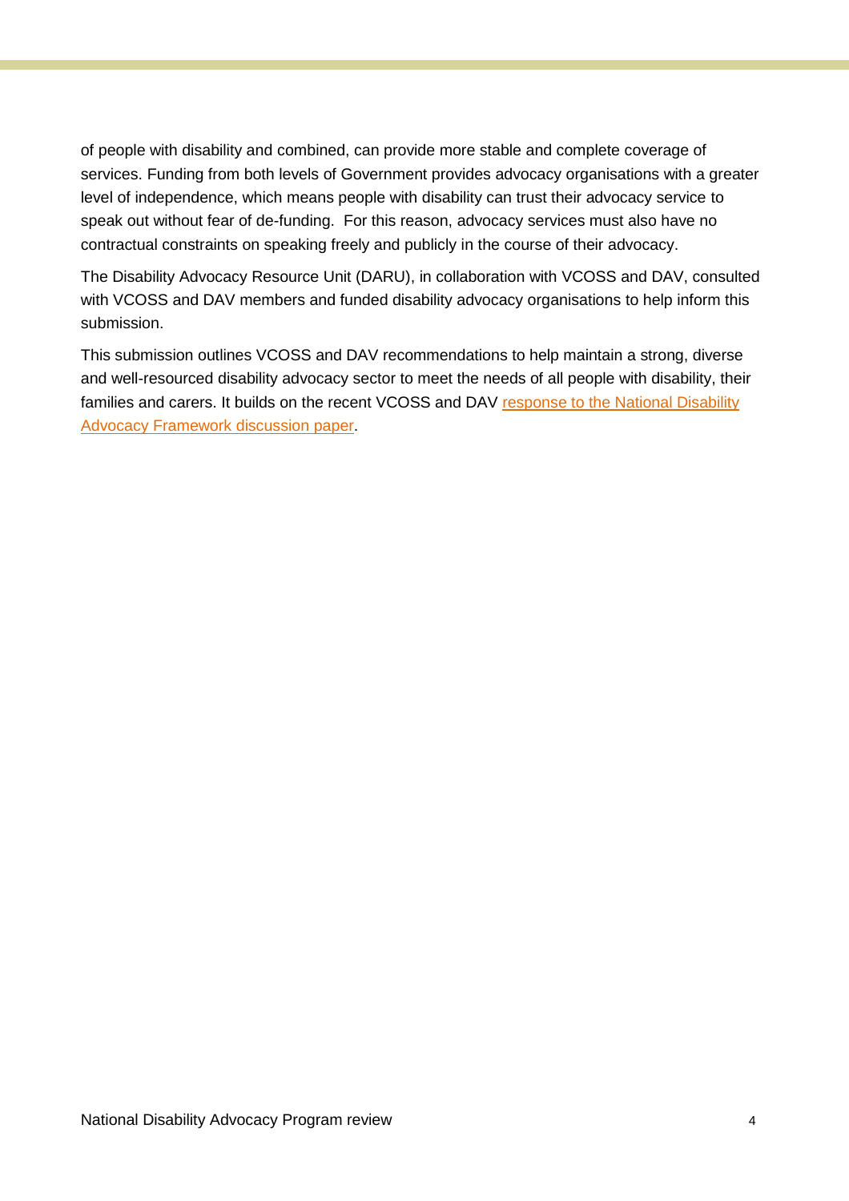of people with disability and combined, can provide more stable and complete coverage of services. Funding from both levels of Government provides advocacy organisations with a greater level of independence, which means people with disability can trust their advocacy service to speak out without fear of de-funding.  For this reason, advocacy services must also have no contractual constraints on speaking freely and publicly in the course of their advocacy.

The Disability Advocacy Resource Unit (DARU), in collaboration with VCOSS and DAV, consulted with VCOSS and DAV members and funded disability advocacy organisations to help inform this submission.

This submission outlines VCOSS and DAV recommendations to help maintain a strong, diverse and well-resourced disability advocacy sector to meet the needs of all people with disability, their families and carers. It builds on the recent VCOSS and DAV response to the National Disability Advocacy Framework discussion paper.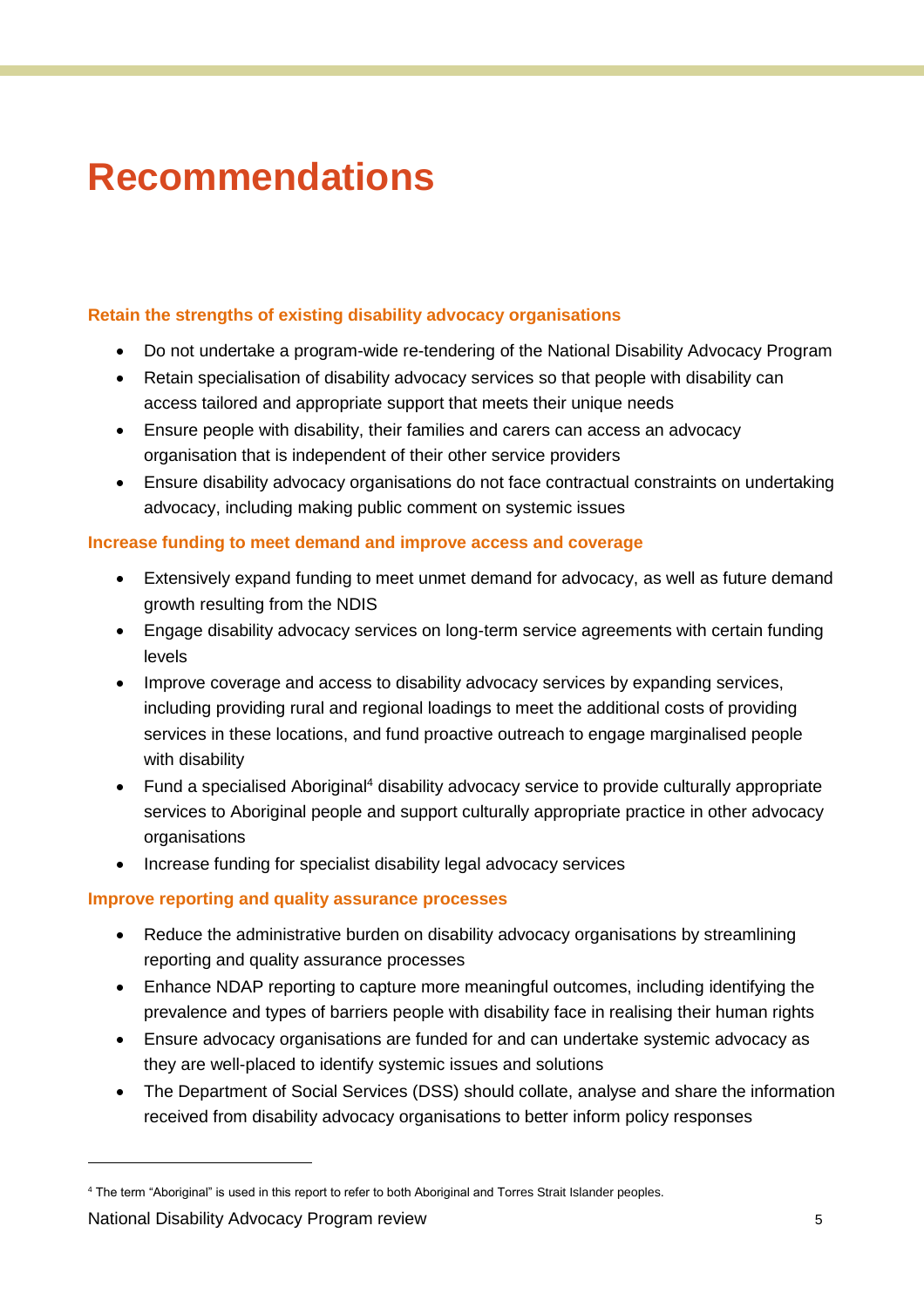# Recommendations

### Retain the strengths of existing disability advocacy organisations

- Do not undertake a program-wide re-tendering of the National Disability Advocacy Program
- Retain specialisation of disability advocacy services so that people with disability can access tailored and appropriate support that meets their unique needs
- Ensure people with disability, their families and carers can access an advocacy organisation that is independent of their other service providers
- Ensure disability advocacy organisations do not face contractual constraints on undertaking advocacy, including making public comment on systemic issues

### Increase funding to meet demand and improve access and coverage

- Extensively expand funding to meet unmet demand for advocacy, as well as future demand growth resulting from the NDIS
- Engage disability advocacy services on long-term service agreements with certain funding levels
- Improve coverage and access to disability advocacy services by expanding services, including providing rural and regional loadings to meet the additional costs of providing services in these locations, and fund proactive outreach to engage marginalised people with disability
- Fund a specialised Aboriginal[4] disability advocacy service to provide culturally appropriate services to Aboriginal people and support culturally appropriate practice in other advocacy organisations
- Increase funding for specialist disability legal advocacy services

### Improve reporting and quality assurance processes

- Reduce the administrative burden on disability advocacy organisations by streamlining reporting and quality assurance processes
- Enhance NDAP reporting to capture more meaningful outcomes, including identifying the prevalence and types of barriers people with disability face in realising their human rights
- Ensure advocacy organisations are funded for and can undertake systemic advocacy as they are well-placed to identify systemic issues and solutions
- The Department of Social Services (DSS) should collate, analyse and share the information received from disability advocacy organisations to better inform policy responses

---

[4] The term "Aboriginal" is used in this report to refer to both Aboriginal and Torres Strait Islander peoples.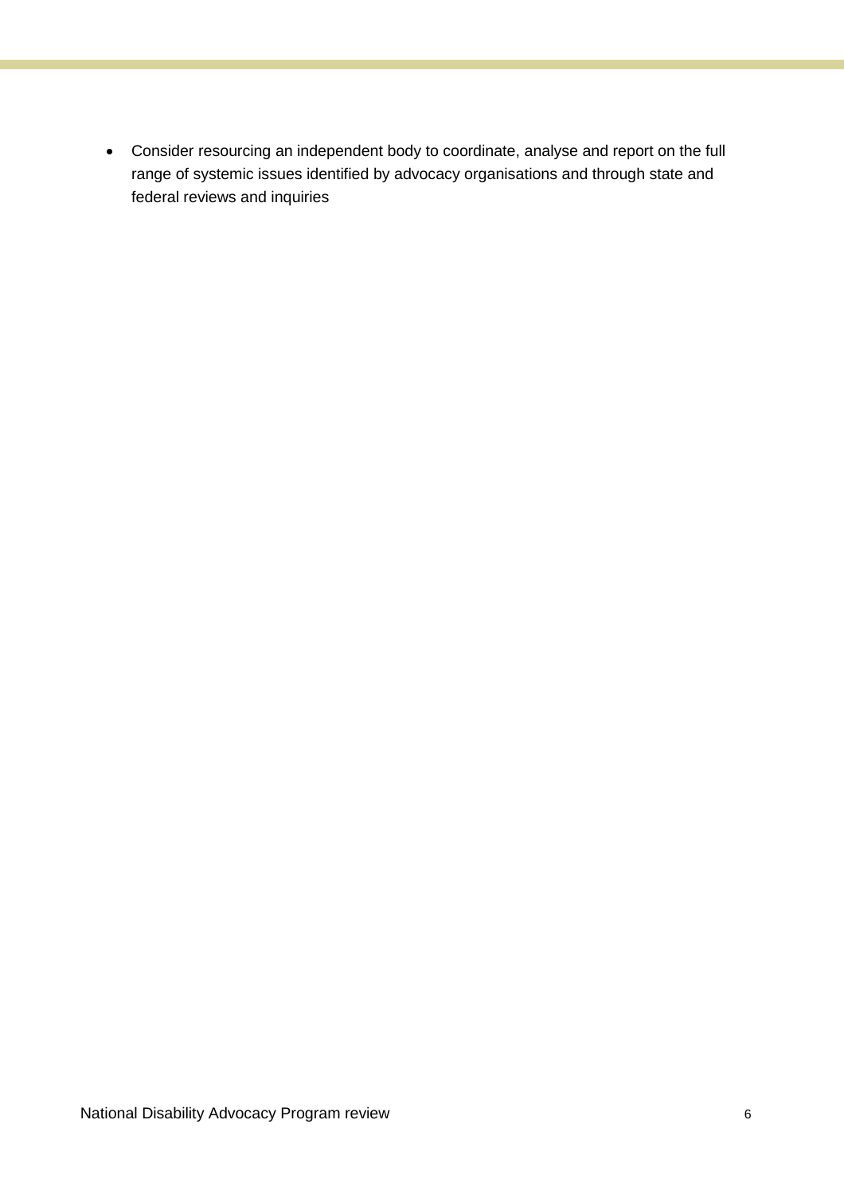- Consider resourcing an independent body to coordinate, analyse and report on the full range of systemic issues identified by advocacy organisations and through state and federal reviews and inquiries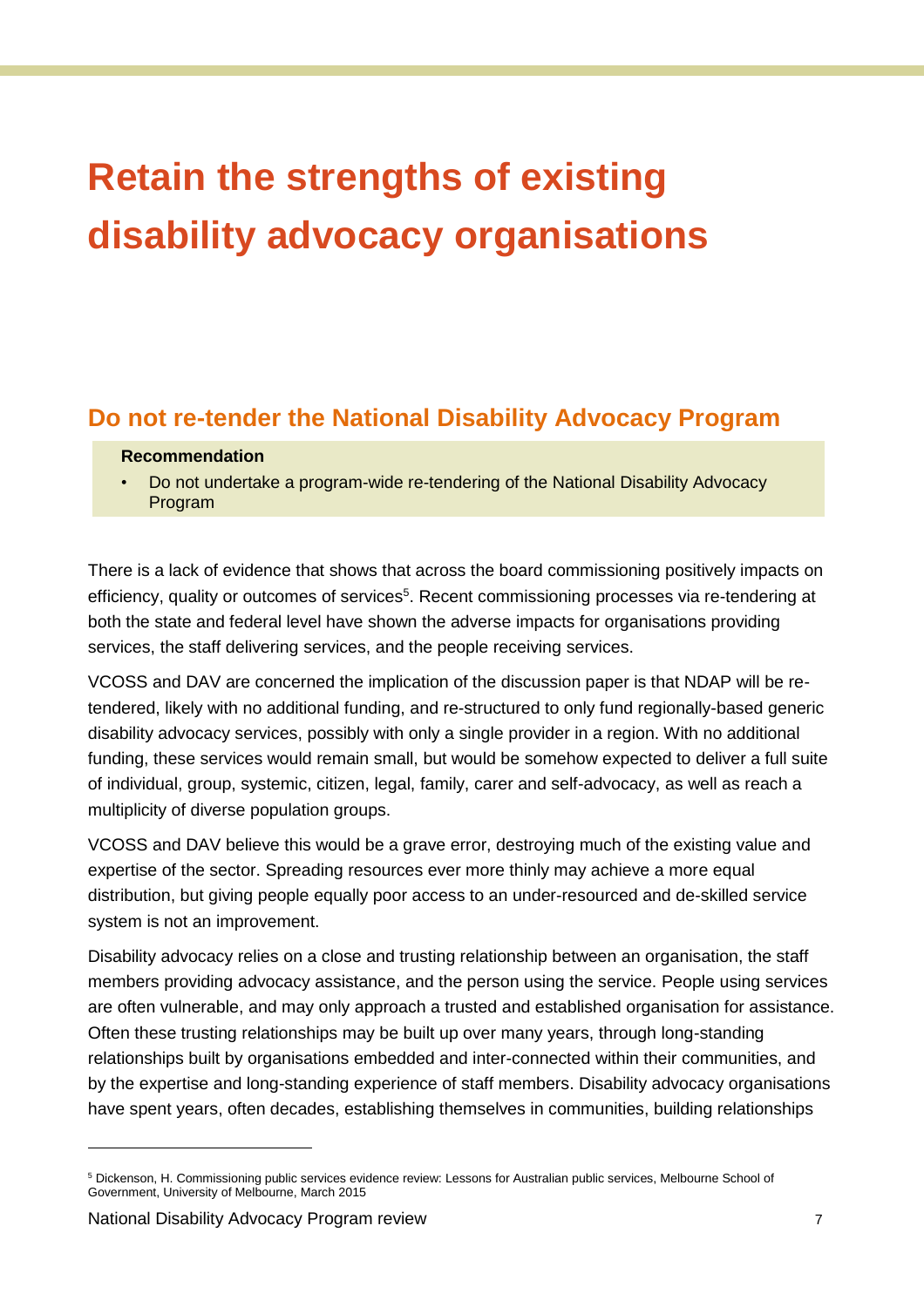# Retain the strengths of existing disability advocacy organisations

## Do not re-tender the National Disability Advocacy Program

**Recommendation**

- Do not undertake a program-wide re-tendering of the National Disability Advocacy Program

There is a lack of evidence that shows that across the board commissioning positively impacts on efficiency, quality or outcomes of services[5]. Recent commissioning processes via re-tendering at both the state and federal level have shown the adverse impacts for organisations providing services, the staff delivering services, and the people receiving services.

VCOSS and DAV are concerned the implication of the discussion paper is that NDAP will be re-tendered, likely with no additional funding, and re-structured to only fund regionally-based generic disability advocacy services, possibly with only a single provider in a region. With no additional funding, these services would remain small, but would be somehow expected to deliver a full suite of individual, group, systemic, citizen, legal, family, carer and self-advocacy, as well as reach a multiplicity of diverse population groups.

VCOSS and DAV believe this would be a grave error, destroying much of the existing value and expertise of the sector. Spreading resources ever more thinly may achieve a more equal distribution, but giving people equally poor access to an under-resourced and de-skilled service system is not an improvement.

Disability advocacy relies on a close and trusting relationship between an organisation, the staff members providing advocacy assistance, and the person using the service. People using services are often vulnerable, and may only approach a trusted and established organisation for assistance. Often these trusting relationships may be built up over many years, through long-standing relationships built by organisations embedded and inter-connected within their communities, and by the expertise and long-standing experience of staff members. Disability advocacy organisations have spent years, often decades, establishing themselves in communities, building relationships

[5] Dickenson, H. Commissioning public services evidence review: Lessons for Australian public services, Melbourne School of Government, University of Melbourne, March 2015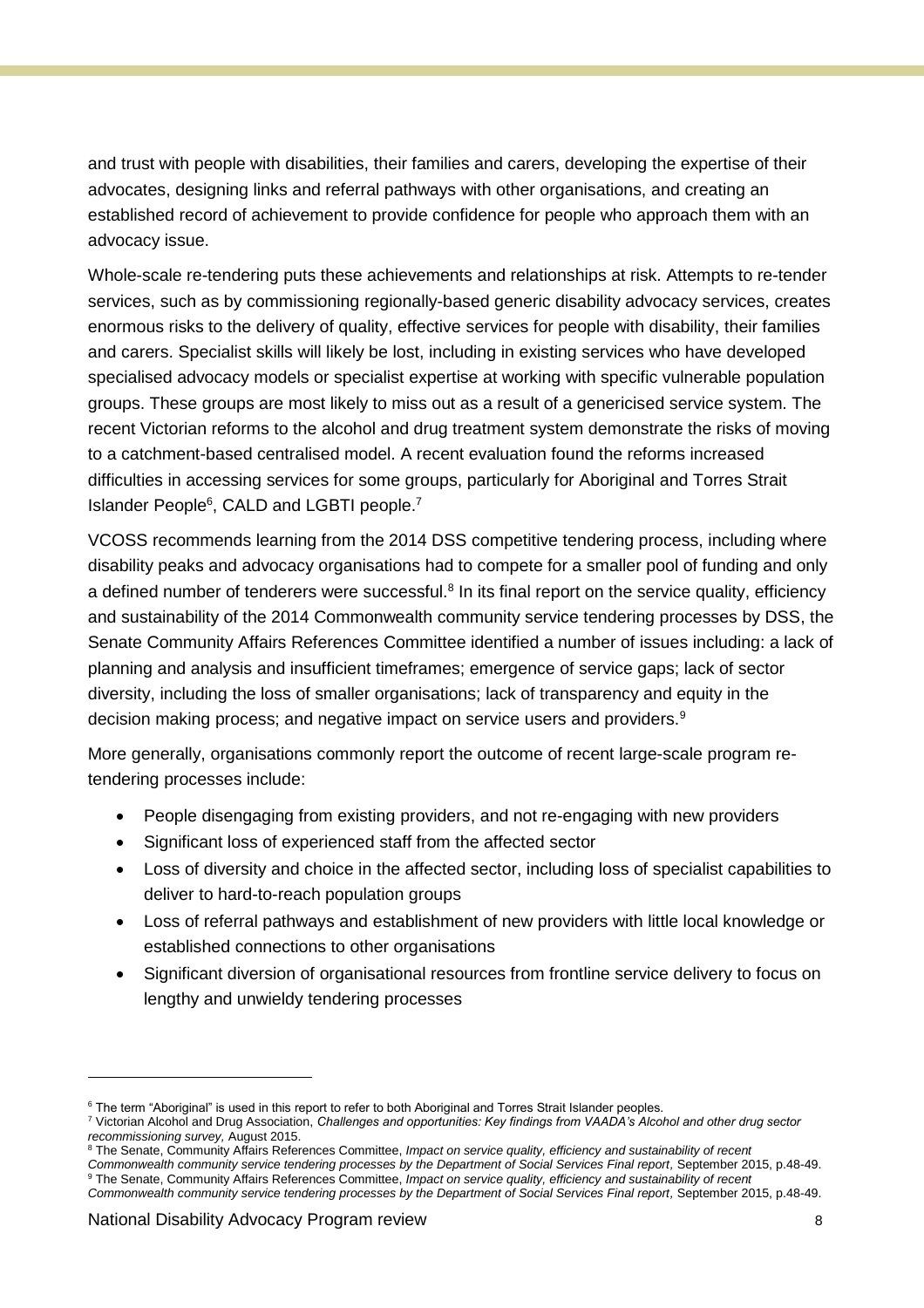and trust with people with disabilities, their families and carers, developing the expertise of their advocates, designing links and referral pathways with other organisations, and creating an established record of achievement to provide confidence for people who approach them with an advocacy issue.

Whole-scale re-tendering puts these achievements and relationships at risk. Attempts to re-tender services, such as by commissioning regionally-based generic disability advocacy services, creates enormous risks to the delivery of quality, effective services for people with disability, their families and carers. Specialist skills will likely be lost, including in existing services who have developed specialised advocacy models or specialist expertise at working with specific vulnerable population groups. These groups are most likely to miss out as a result of a genericised service system. The recent Victorian reforms to the alcohol and drug treatment system demonstrate the risks of moving to a catchment-based centralised model. A recent evaluation found the reforms increased difficulties in accessing services for some groups, particularly for Aboriginal and Torres Strait Islander People[6], CALD and LGBTI people.[7]

VCOSS recommends learning from the 2014 DSS competitive tendering process, including where disability peaks and advocacy organisations had to compete for a smaller pool of funding and only a defined number of tenderers were successful.[8] In its final report on the service quality, efficiency and sustainability of the 2014 Commonwealth community service tendering processes by DSS, the Senate Community Affairs References Committee identified a number of issues including: a lack of planning and analysis and insufficient timeframes; emergence of service gaps; lack of sector diversity, including the loss of smaller organisations; lack of transparency and equity in the decision making process; and negative impact on service users and providers.[9]

More generally, organisations commonly report the outcome of recent large-scale program re-tendering processes include:

- People disengaging from existing providers, and not re-engaging with new providers
- Significant loss of experienced staff from the affected sector
- Loss of diversity and choice in the affected sector, including loss of specialist capabilities to deliver to hard-to-reach population groups
- Loss of referral pathways and establishment of new providers with little local knowledge or established connections to other organisations
- Significant diversion of organisational resources from frontline service delivery to focus on lengthy and unwieldy tendering processes

---

[6] The term "Aboriginal" is used in this report to refer to both Aboriginal and Torres Strait Islander peoples.

[7] Victorian Alcohol and Drug Association, *Challenges and opportunities: Key findings from VAADA's Alcohol and other drug sector recommissioning survey,* August 2015.

[8] The Senate, Community Affairs References Committee, *Impact on service quality, efficiency and sustainability of recent Commonwealth community service tendering processes by the Department of Social Services Final report*, September 2015, p.48-49.

[9] The Senate, Community Affairs References Committee, *Impact on service quality, efficiency and sustainability of recent Commonwealth community service tendering processes by the Department of Social Services Final report,* September 2015, p.48-49.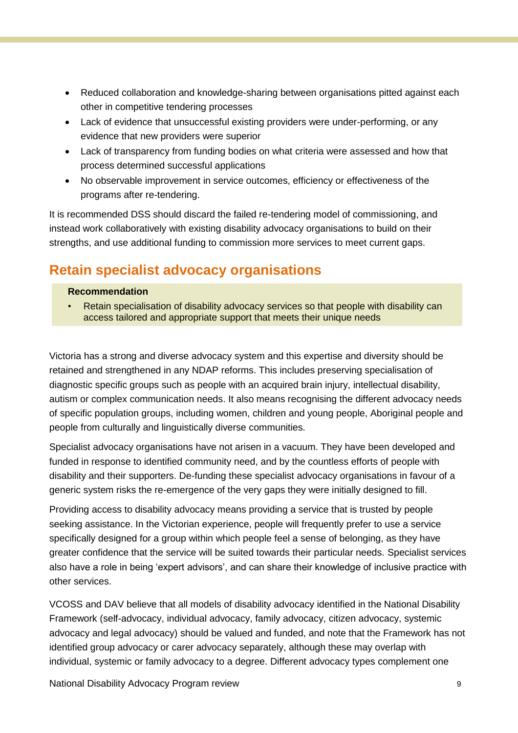- Reduced collaboration and knowledge-sharing between organisations pitted against each other in competitive tendering processes
- Lack of evidence that unsuccessful existing providers were under-performing, or any evidence that new providers were superior
- Lack of transparency from funding bodies on what criteria were assessed and how that process determined successful applications
- No observable improvement in service outcomes, efficiency or effectiveness of the programs after re-tendering.

It is recommended DSS should discard the failed re-tendering model of commissioning, and instead work collaboratively with existing disability advocacy organisations to build on their strengths, and use additional funding to commission more services to meet current gaps.

## Retain specialist advocacy organisations

**Recommendation**

- Retain specialisation of disability advocacy services so that people with disability can access tailored and appropriate support that meets their unique needs

Victoria has a strong and diverse advocacy system and this expertise and diversity should be retained and strengthened in any NDAP reforms. This includes preserving specialisation of diagnostic specific groups such as people with an acquired brain injury, intellectual disability, autism or complex communication needs. It also means recognising the different advocacy needs of specific population groups, including women, children and young people, Aboriginal people and people from culturally and linguistically diverse communities.

Specialist advocacy organisations have not arisen in a vacuum. They have been developed and funded in response to identified community need, and by the countless efforts of people with disability and their supporters. De-funding these specialist advocacy organisations in favour of a generic system risks the re-emergence of the very gaps they were initially designed to fill.

Providing access to disability advocacy means providing a service that is trusted by people seeking assistance. In the Victorian experience, people will frequently prefer to use a service specifically designed for a group within which people feel a sense of belonging, as they have greater confidence that the service will be suited towards their particular needs. Specialist services also have a role in being 'expert advisors', and can share their knowledge of inclusive practice with other services.

VCOSS and DAV believe that all models of disability advocacy identified in the National Disability Framework (self-advocacy, individual advocacy, family advocacy, citizen advocacy, systemic advocacy and legal advocacy) should be valued and funded, and note that the Framework has not identified group advocacy or carer advocacy separately, although these may overlap with individual, systemic or family advocacy to a degree. Different advocacy types complement one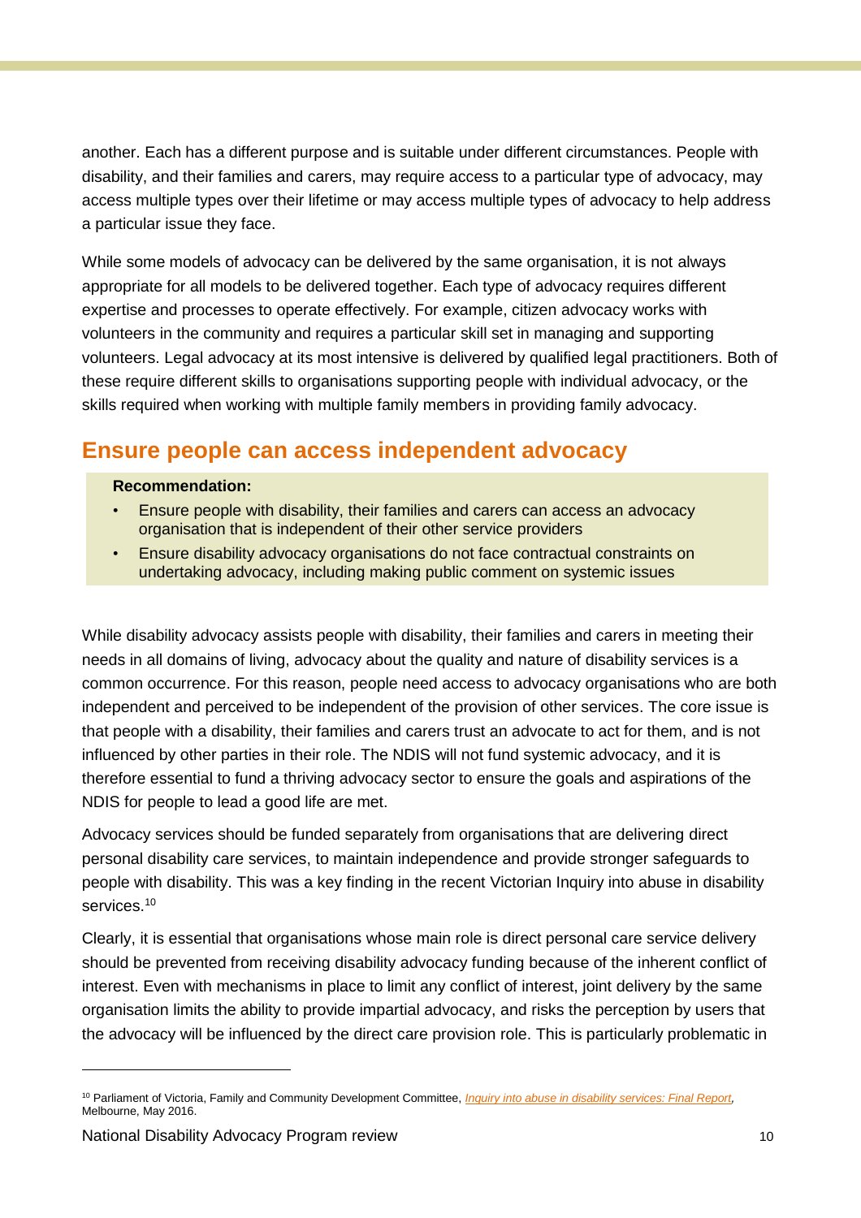another. Each has a different purpose and is suitable under different circumstances. People with disability, and their families and carers, may require access to a particular type of advocacy, may access multiple types over their lifetime or may access multiple types of advocacy to help address a particular issue they face.

While some models of advocacy can be delivered by the same organisation, it is not always appropriate for all models to be delivered together. Each type of advocacy requires different expertise and processes to operate effectively. For example, citizen advocacy works with volunteers in the community and requires a particular skill set in managing and supporting volunteers. Legal advocacy at its most intensive is delivered by qualified legal practitioners. Both of these require different skills to organisations supporting people with individual advocacy, or the skills required when working with multiple family members in providing family advocacy.

## Ensure people can access independent advocacy

**Recommendation:**

- Ensure people with disability, their families and carers can access an advocacy organisation that is independent of their other service providers
- Ensure disability advocacy organisations do not face contractual constraints on undertaking advocacy, including making public comment on systemic issues

While disability advocacy assists people with disability, their families and carers in meeting their needs in all domains of living, advocacy about the quality and nature of disability services is a common occurrence. For this reason, people need access to advocacy organisations who are both independent and perceived to be independent of the provision of other services. The core issue is that people with a disability, their families and carers trust an advocate to act for them, and is not influenced by other parties in their role. The NDIS will not fund systemic advocacy, and it is therefore essential to fund a thriving advocacy sector to ensure the goals and aspirations of the NDIS for people to lead a good life are met.

Advocacy services should be funded separately from organisations that are delivering direct personal disability care services, to maintain independence and provide stronger safeguards to people with disability. This was a key finding in the recent Victorian Inquiry into abuse in disability services.[10]

Clearly, it is essential that organisations whose main role is direct personal care service delivery should be prevented from receiving disability advocacy funding because of the inherent conflict of interest. Even with mechanisms in place to limit any conflict of interest, joint delivery by the same organisation limits the ability to provide impartial advocacy, and risks the perception by users that the advocacy will be influenced by the direct care provision role. This is particularly problematic in

[10] Parliament of Victoria, Family and Community Development Committee, *Inquiry into abuse in disability services: Final Report*, Melbourne, May 2016.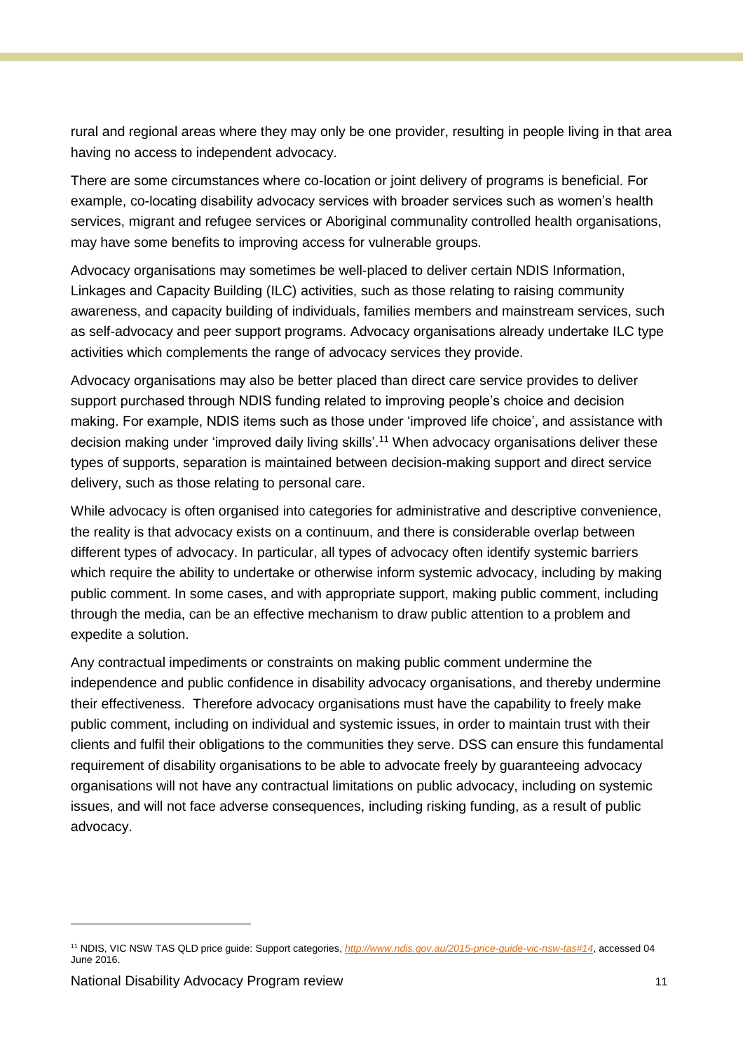rural and regional areas where they may only be one provider, resulting in people living in that area having no access to independent advocacy.

There are some circumstances where co-location or joint delivery of programs is beneficial. For example, co-locating disability advocacy services with broader services such as women's health services, migrant and refugee services or Aboriginal communality controlled health organisations, may have some benefits to improving access for vulnerable groups.

Advocacy organisations may sometimes be well-placed to deliver certain NDIS Information, Linkages and Capacity Building (ILC) activities, such as those relating to raising community awareness, and capacity building of individuals, families members and mainstream services, such as self-advocacy and peer support programs. Advocacy organisations already undertake ILC type activities which complements the range of advocacy services they provide.

Advocacy organisations may also be better placed than direct care service provides to deliver support purchased through NDIS funding related to improving people's choice and decision making. For example, NDIS items such as those under 'improved life choice', and assistance with decision making under 'improved daily living skills'.[11] When advocacy organisations deliver these types of supports, separation is maintained between decision-making support and direct service delivery, such as those relating to personal care.

While advocacy is often organised into categories for administrative and descriptive convenience, the reality is that advocacy exists on a continuum, and there is considerable overlap between different types of advocacy. In particular, all types of advocacy often identify systemic barriers which require the ability to undertake or otherwise inform systemic advocacy, including by making public comment. In some cases, and with appropriate support, making public comment, including through the media, can be an effective mechanism to draw public attention to a problem and expedite a solution.

Any contractual impediments or constraints on making public comment undermine the independence and public confidence in disability advocacy organisations, and thereby undermine their effectiveness. Therefore advocacy organisations must have the capability to freely make public comment, including on individual and systemic issues, in order to maintain trust with their clients and fulfil their obligations to the communities they serve. DSS can ensure this fundamental requirement of disability organisations to be able to advocate freely by guaranteeing advocacy organisations will not have any contractual limitations on public advocacy, including on systemic issues, and will not face adverse consequences, including risking funding, as a result of public advocacy.

---

[11] NDIS, VIC NSW TAS QLD price guide: Support categories, *http://www.ndis.gov.au/2015-price-guide-vic-nsw-tas#14*, accessed 04 June 2016.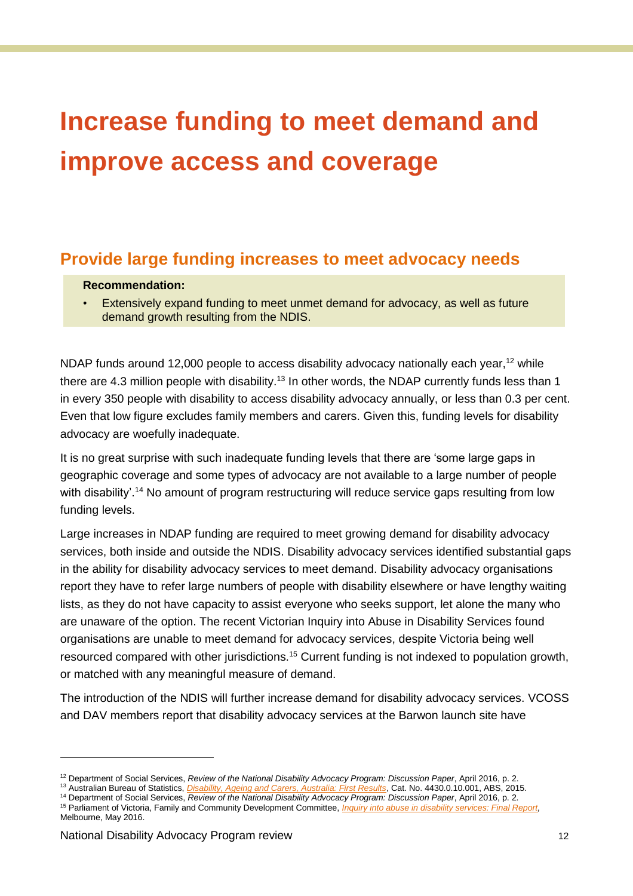# Increase funding to meet demand and improve access and coverage

## Provide large funding increases to meet advocacy needs

**Recommendation:**

- Extensively expand funding to meet unmet demand for advocacy, as well as future demand growth resulting from the NDIS.

NDAP funds around 12,000 people to access disability advocacy nationally each year,[12] while there are 4.3 million people with disability.[13] In other words, the NDAP currently funds less than 1 in every 350 people with disability to access disability advocacy annually, or less than 0.3 per cent. Even that low figure excludes family members and carers. Given this, funding levels for disability advocacy are woefully inadequate.

It is no great surprise with such inadequate funding levels that there are 'some large gaps in geographic coverage and some types of advocacy are not available to a large number of people with disability'.[14] No amount of program restructuring will reduce service gaps resulting from low funding levels.

Large increases in NDAP funding are required to meet growing demand for disability advocacy services, both inside and outside the NDIS. Disability advocacy services identified substantial gaps in the ability for disability advocacy services to meet demand. Disability advocacy organisations report they have to refer large numbers of people with disability elsewhere or have lengthy waiting lists, as they do not have capacity to assist everyone who seeks support, let alone the many who are unaware of the option. The recent Victorian Inquiry into Abuse in Disability Services found organisations are unable to meet demand for advocacy services, despite Victoria being well resourced compared with other jurisdictions.[15] Current funding is not indexed to population growth, or matched with any meaningful measure of demand.

The introduction of the NDIS will further increase demand for disability advocacy services. VCOSS and DAV members report that disability advocacy services at the Barwon launch site have

---

[12] Department of Social Services, *Review of the National Disability Advocacy Program: Discussion Paper*, April 2016, p. 2.

[13] Australian Bureau of Statistics, *Disability, Ageing and Carers, Australia: First Results*, Cat. No. 4430.0.10.001, ABS, 2015.

[14] Department of Social Services, *Review of the National Disability Advocacy Program: Discussion Paper*, April 2016, p. 2.

[15] Parliament of Victoria, Family and Community Development Committee, *Inquiry into abuse in disability services: Final Report*, Melbourne, May 2016.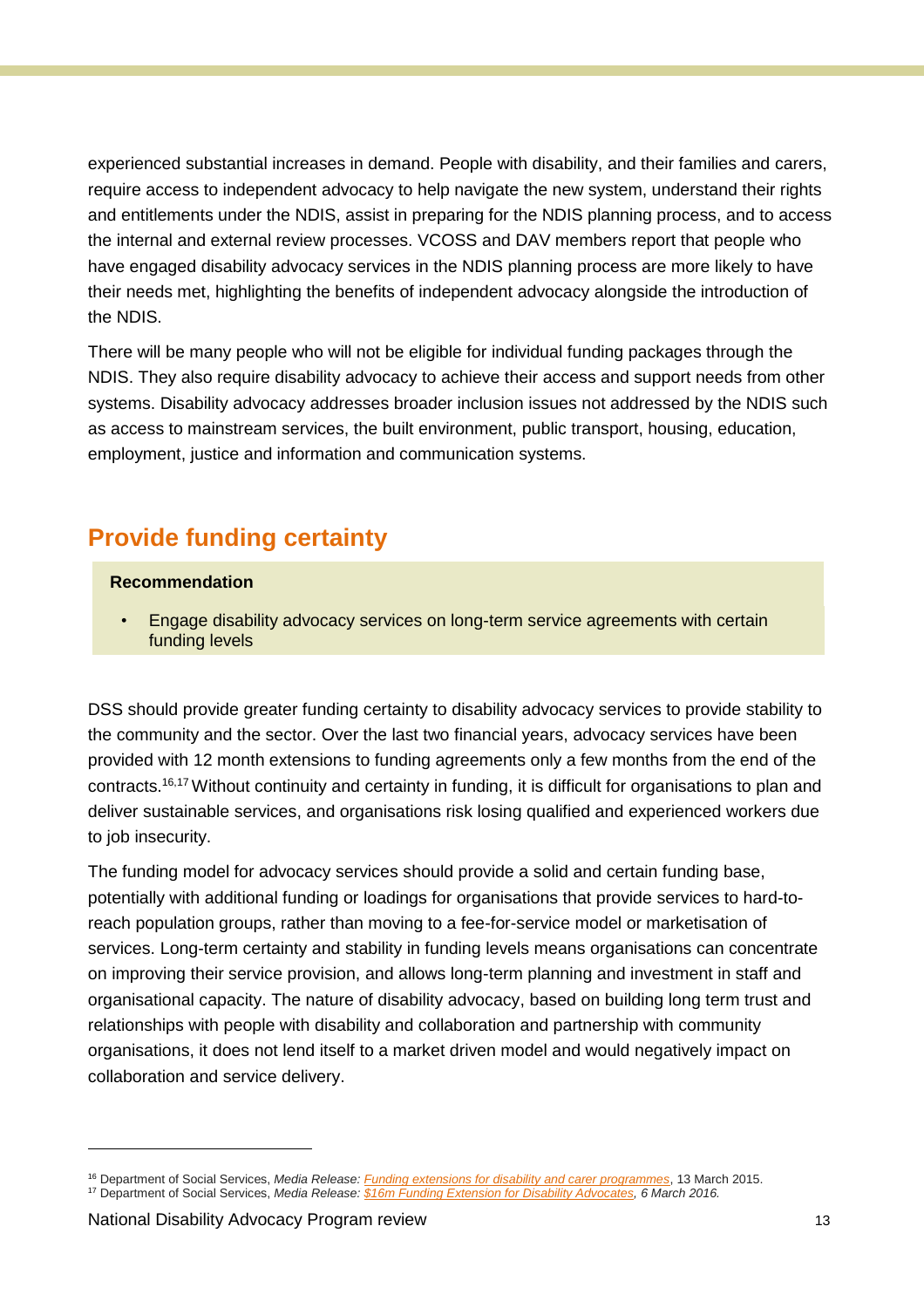experienced substantial increases in demand. People with disability, and their families and carers, require access to independent advocacy to help navigate the new system, understand their rights and entitlements under the NDIS, assist in preparing for the NDIS planning process, and to access the internal and external review processes. VCOSS and DAV members report that people who have engaged disability advocacy services in the NDIS planning process are more likely to have their needs met, highlighting the benefits of independent advocacy alongside the introduction of the NDIS.

There will be many people who will not be eligible for individual funding packages through the NDIS. They also require disability advocacy to achieve their access and support needs from other systems. Disability advocacy addresses broader inclusion issues not addressed by the NDIS such as access to mainstream services, the built environment, public transport, housing, education, employment, justice and information and communication systems.

## Provide funding certainty

**Recommendation**

- Engage disability advocacy services on long-term service agreements with certain funding levels

DSS should provide greater funding certainty to disability advocacy services to provide stability to the community and the sector. Over the last two financial years, advocacy services have been provided with 12 month extensions to funding agreements only a few months from the end of the contracts.[16,17] Without continuity and certainty in funding, it is difficult for organisations to plan and deliver sustainable services, and organisations risk losing qualified and experienced workers due to job insecurity.

The funding model for advocacy services should provide a solid and certain funding base, potentially with additional funding or loadings for organisations that provide services to hard-to-reach population groups, rather than moving to a fee-for-service model or marketisation of services. Long-term certainty and stability in funding levels means organisations can concentrate on improving their service provision, and allows long-term planning and investment in staff and organisational capacity. The nature of disability advocacy, based on building long term trust and relationships with people with disability and collaboration and partnership with community organisations, it does not lend itself to a market driven model and would negatively impact on collaboration and service delivery.

---

[16] Department of Social Services, *Media Release: Funding extensions for disability and carer programmes*, 13 March 2015.
[17] Department of Social Services, *Media Release: $16m Funding Extension for Disability Advocates, 6 March 2016.*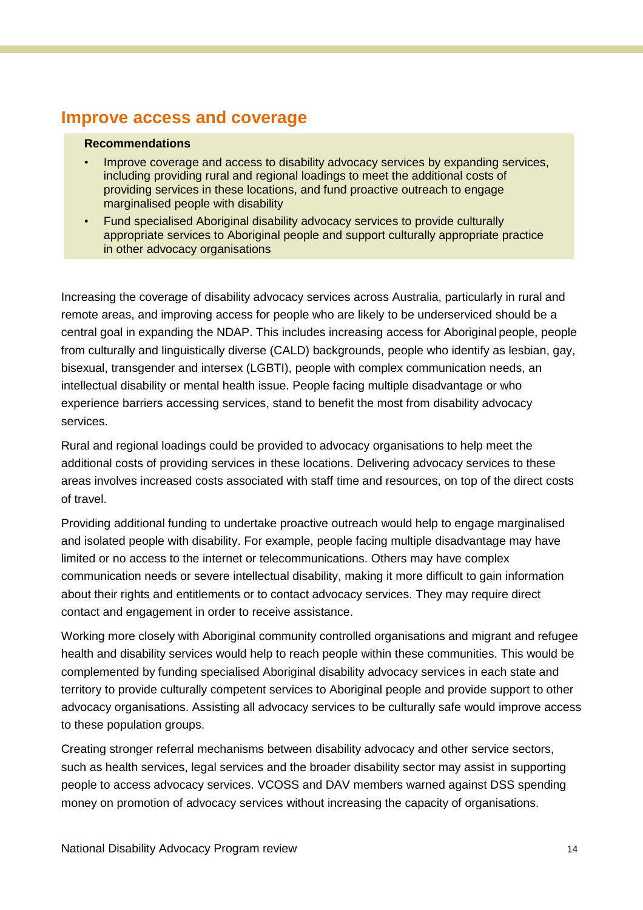## Improve access and coverage

**Recommendations**

- Improve coverage and access to disability advocacy services by expanding services, including providing rural and regional loadings to meet the additional costs of providing services in these locations, and fund proactive outreach to engage marginalised people with disability
- Fund specialised Aboriginal disability advocacy services to provide culturally appropriate services to Aboriginal people and support culturally appropriate practice in other advocacy organisations

Increasing the coverage of disability advocacy services across Australia, particularly in rural and remote areas, and improving access for people who are likely to be underserviced should be a central goal in expanding the NDAP. This includes increasing access for Aboriginal people, people from culturally and linguistically diverse (CALD) backgrounds, people who identify as lesbian, gay, bisexual, transgender and intersex (LGBTI), people with complex communication needs, an intellectual disability or mental health issue. People facing multiple disadvantage or who experience barriers accessing services, stand to benefit the most from disability advocacy services.

Rural and regional loadings could be provided to advocacy organisations to help meet the additional costs of providing services in these locations. Delivering advocacy services to these areas involves increased costs associated with staff time and resources, on top of the direct costs of travel.

Providing additional funding to undertake proactive outreach would help to engage marginalised and isolated people with disability. For example, people facing multiple disadvantage may have limited or no access to the internet or telecommunications. Others may have complex communication needs or severe intellectual disability, making it more difficult to gain information about their rights and entitlements or to contact advocacy services. They may require direct contact and engagement in order to receive assistance.

Working more closely with Aboriginal community controlled organisations and migrant and refugee health and disability services would help to reach people within these communities. This would be complemented by funding specialised Aboriginal disability advocacy services in each state and territory to provide culturally competent services to Aboriginal people and provide support to other advocacy organisations. Assisting all advocacy services to be culturally safe would improve access to these population groups.

Creating stronger referral mechanisms between disability advocacy and other service sectors, such as health services, legal services and the broader disability sector may assist in supporting people to access advocacy services. VCOSS and DAV members warned against DSS spending money on promotion of advocacy services without increasing the capacity of organisations.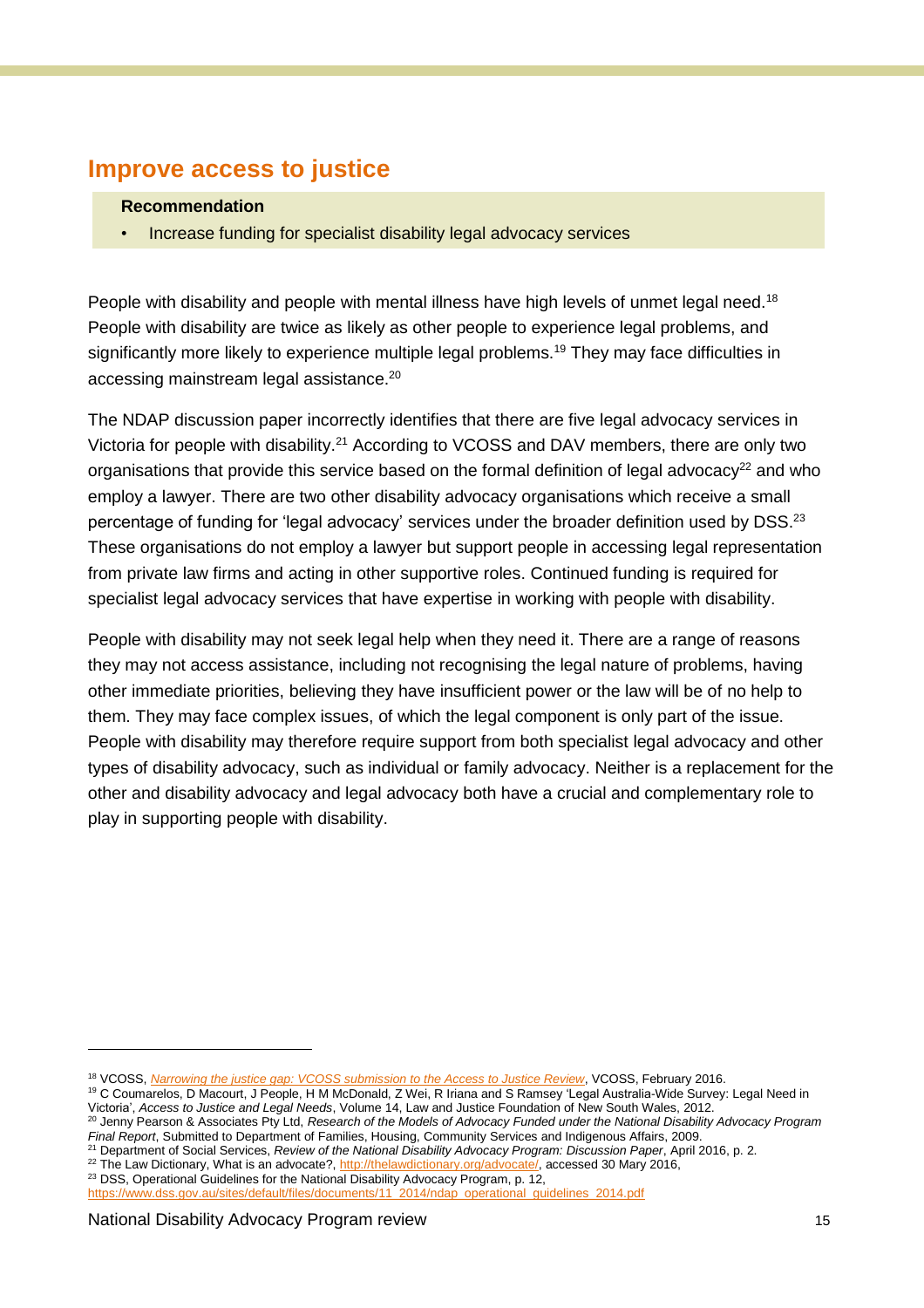## Improve access to justice

**Recommendation**

- Increase funding for specialist disability legal advocacy services

People with disability and people with mental illness have high levels of unmet legal need.[18] People with disability are twice as likely as other people to experience legal problems, and significantly more likely to experience multiple legal problems.[19] They may face difficulties in accessing mainstream legal assistance.[20]

The NDAP discussion paper incorrectly identifies that there are five legal advocacy services in Victoria for people with disability.[21] According to VCOSS and DAV members, there are only two organisations that provide this service based on the formal definition of legal advocacy[22] and who employ a lawyer. There are two other disability advocacy organisations which receive a small percentage of funding for 'legal advocacy' services under the broader definition used by DSS.[23] These organisations do not employ a lawyer but support people in accessing legal representation from private law firms and acting in other supportive roles. Continued funding is required for specialist legal advocacy services that have expertise in working with people with disability.

People with disability may not seek legal help when they need it. There are a range of reasons they may not access assistance, including not recognising the legal nature of problems, having other immediate priorities, believing they have insufficient power or the law will be of no help to them. They may face complex issues, of which the legal component is only part of the issue. People with disability may therefore require support from both specialist legal advocacy and other types of disability advocacy, such as individual or family advocacy. Neither is a replacement for the other and disability advocacy and legal advocacy both have a crucial and complementary role to play in supporting people with disability.

---

[18] VCOSS, *Narrowing the justice gap: VCOSS submission to the Access to Justice Review*, VCOSS, February 2016.
[19] C Coumarelos, D Macourt, J People, H M McDonald, Z Wei, R Iriana and S Ramsey 'Legal Australia-Wide Survey: Legal Need in Victoria', *Access to Justice and Legal Needs*, Volume 14, Law and Justice Foundation of New South Wales, 2012.
[20] Jenny Pearson & Associates Pty Ltd, *Research of the Models of Advocacy Funded under the National Disability Advocacy Program Final Report*, Submitted to Department of Families, Housing, Community Services and Indigenous Affairs, 2009.
[21] Department of Social Services, *Review of the National Disability Advocacy Program: Discussion Paper*, April 2016, p. 2.
[22] The Law Dictionary, What is an advocate?, http://thelawdictionary.org/advocate/, accessed 30 Mary 2016,
[23] DSS, Operational Guidelines for the National Disability Advocacy Program, p. 12, https://www.dss.gov.au/sites/default/files/documents/11_2014/ndap_operational_guidelines_2014.pdf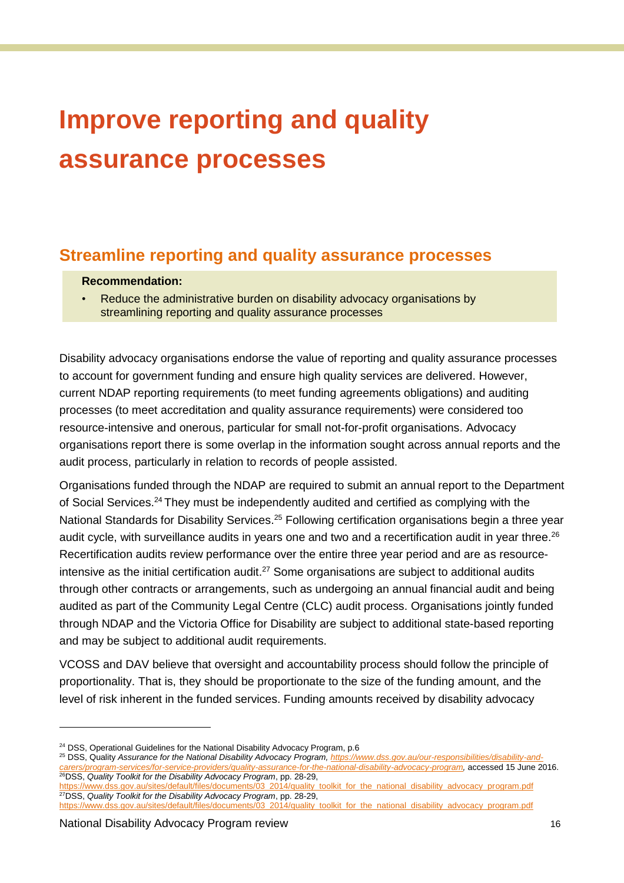# Improve reporting and quality assurance processes

## Streamline reporting and quality assurance processes

**Recommendation:**

- Reduce the administrative burden on disability advocacy organisations by streamlining reporting and quality assurance processes

Disability advocacy organisations endorse the value of reporting and quality assurance processes to account for government funding and ensure high quality services are delivered. However, current NDAP reporting requirements (to meet funding agreements obligations) and auditing processes (to meet accreditation and quality assurance requirements) were considered too resource-intensive and onerous, particular for small not-for-profit organisations. Advocacy organisations report there is some overlap in the information sought across annual reports and the audit process, particularly in relation to records of people assisted.

Organisations funded through the NDAP are required to submit an annual report to the Department of Social Services.[24] They must be independently audited and certified as complying with the National Standards for Disability Services.[25] Following certification organisations begin a three year audit cycle, with surveillance audits in years one and two and a recertification audit in year three.[26] Recertification audits review performance over the entire three year period and are as resource-intensive as the initial certification audit.[27] Some organisations are subject to additional audits through other contracts or arrangements, such as undergoing an annual financial audit and being audited as part of the Community Legal Centre (CLC) audit process. Organisations jointly funded through NDAP and the Victoria Office for Disability are subject to additional state-based reporting and may be subject to additional audit requirements.

VCOSS and DAV believe that oversight and accountability process should follow the principle of proportionality. That is, they should be proportionate to the size of the funding amount, and the level of risk inherent in the funded services. Funding amounts received by disability advocacy

[24] DSS, Operational Guidelines for the National Disability Advocacy Program, p.6

[25] DSS, Quality *Assurance for the National Disability Advocacy Program, https://www.dss.gov.au/our-responsibilities/disability-and-carers/program-services/for-service-providers/quality-assurance-for-the-national-disability-advocacy-program,* accessed 15 June 2016.

[26] DSS, *Quality Toolkit for the Disability Advocacy Program*, pp. 28-29, https://www.dss.gov.au/sites/default/files/documents/03_2014/quality_toolkit_for_the_national_disability_advocacy_program.pdf

[27] DSS, *Quality Toolkit for the Disability Advocacy Program*, pp. 28-29, https://www.dss.gov.au/sites/default/files/documents/03_2014/quality_toolkit_for_the_national_disability_advocacy_program.pdf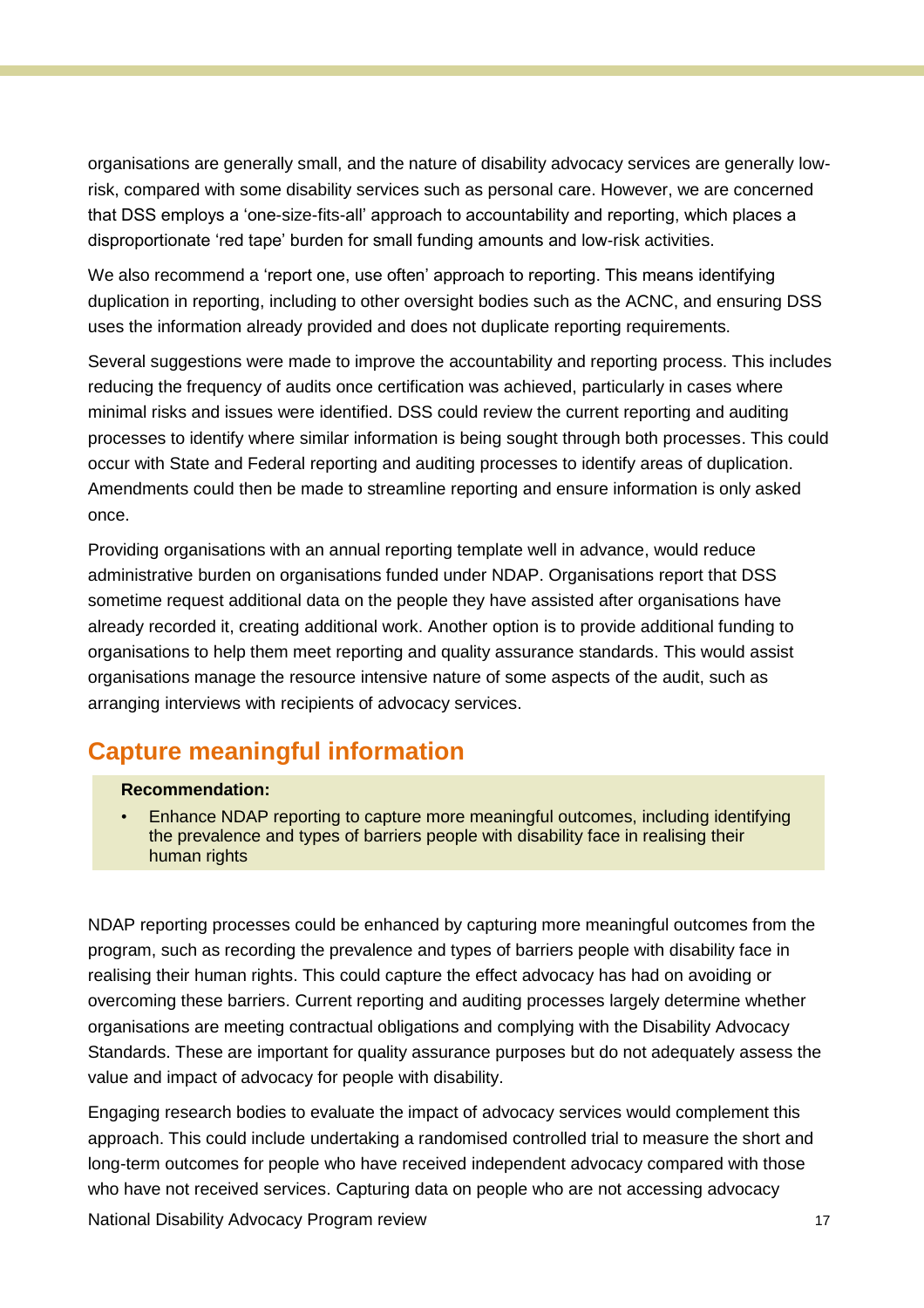organisations are generally small, and the nature of disability advocacy services are generally low-risk, compared with some disability services such as personal care. However, we are concerned that DSS employs a 'one-size-fits-all' approach to accountability and reporting, which places a disproportionate 'red tape' burden for small funding amounts and low-risk activities.

We also recommend a 'report one, use often' approach to reporting. This means identifying duplication in reporting, including to other oversight bodies such as the ACNC, and ensuring DSS uses the information already provided and does not duplicate reporting requirements.

Several suggestions were made to improve the accountability and reporting process. This includes reducing the frequency of audits once certification was achieved, particularly in cases where minimal risks and issues were identified. DSS could review the current reporting and auditing processes to identify where similar information is being sought through both processes. This could occur with State and Federal reporting and auditing processes to identify areas of duplication. Amendments could then be made to streamline reporting and ensure information is only asked once.

Providing organisations with an annual reporting template well in advance, would reduce administrative burden on organisations funded under NDAP. Organisations report that DSS sometime request additional data on the people they have assisted after organisations have already recorded it, creating additional work. Another option is to provide additional funding to organisations to help them meet reporting and quality assurance standards. This would assist organisations manage the resource intensive nature of some aspects of the audit, such as arranging interviews with recipients of advocacy services.

## Capture meaningful information

**Recommendation:**

- Enhance NDAP reporting to capture more meaningful outcomes, including identifying the prevalence and types of barriers people with disability face in realising their human rights

NDAP reporting processes could be enhanced by capturing more meaningful outcomes from the program, such as recording the prevalence and types of barriers people with disability face in realising their human rights. This could capture the effect advocacy has had on avoiding or overcoming these barriers. Current reporting and auditing processes largely determine whether organisations are meeting contractual obligations and complying with the Disability Advocacy Standards. These are important for quality assurance purposes but do not adequately assess the value and impact of advocacy for people with disability.

Engaging research bodies to evaluate the impact of advocacy services would complement this approach. This could include undertaking a randomised controlled trial to measure the short and long-term outcomes for people who have received independent advocacy compared with those who have not received services. Capturing data on people who are not accessing advocacy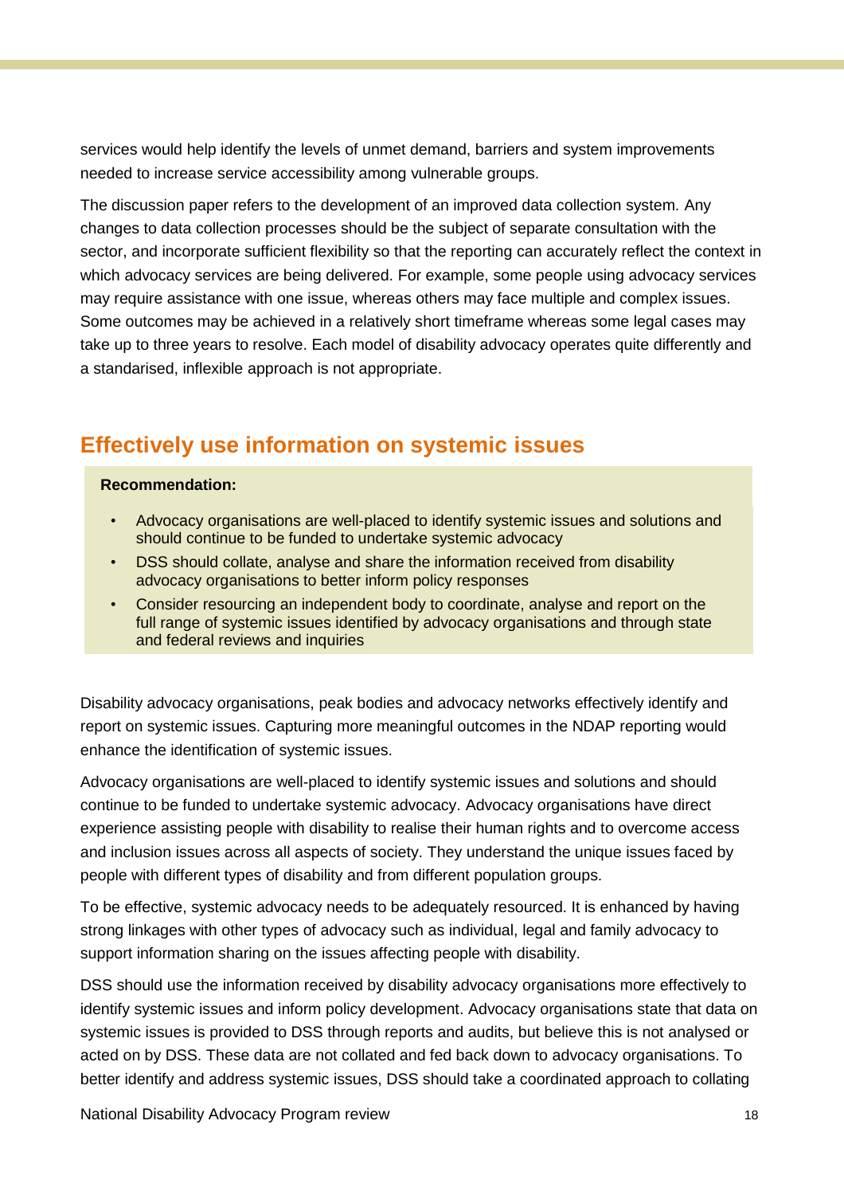services would help identify the levels of unmet demand, barriers and system improvements needed to increase service accessibility among vulnerable groups.

The discussion paper refers to the development of an improved data collection system. Any changes to data collection processes should be the subject of separate consultation with the sector, and incorporate sufficient flexibility so that the reporting can accurately reflect the context in which advocacy services are being delivered. For example, some people using advocacy services may require assistance with one issue, whereas others may face multiple and complex issues. Some outcomes may be achieved in a relatively short timeframe whereas some legal cases may take up to three years to resolve. Each model of disability advocacy operates quite differently and a standarised, inflexible approach is not appropriate.

## Effectively use information on systemic issues

**Recommendation:**

- Advocacy organisations are well-placed to identify systemic issues and solutions and should continue to be funded to undertake systemic advocacy
- DSS should collate, analyse and share the information received from disability advocacy organisations to better inform policy responses
- Consider resourcing an independent body to coordinate, analyse and report on the full range of systemic issues identified by advocacy organisations and through state and federal reviews and inquiries

Disability advocacy organisations, peak bodies and advocacy networks effectively identify and report on systemic issues. Capturing more meaningful outcomes in the NDAP reporting would enhance the identification of systemic issues.

Advocacy organisations are well-placed to identify systemic issues and solutions and should continue to be funded to undertake systemic advocacy. Advocacy organisations have direct experience assisting people with disability to realise their human rights and to overcome access and inclusion issues across all aspects of society. They understand the unique issues faced by people with different types of disability and from different population groups.

To be effective, systemic advocacy needs to be adequately resourced. It is enhanced by having strong linkages with other types of advocacy such as individual, legal and family advocacy to support information sharing on the issues affecting people with disability.

DSS should use the information received by disability advocacy organisations more effectively to identify systemic issues and inform policy development. Advocacy organisations state that data on systemic issues is provided to DSS through reports and audits, but believe this is not analysed or acted on by DSS. These data are not collated and fed back down to advocacy organisations. To better identify and address systemic issues, DSS should take a coordinated approach to collating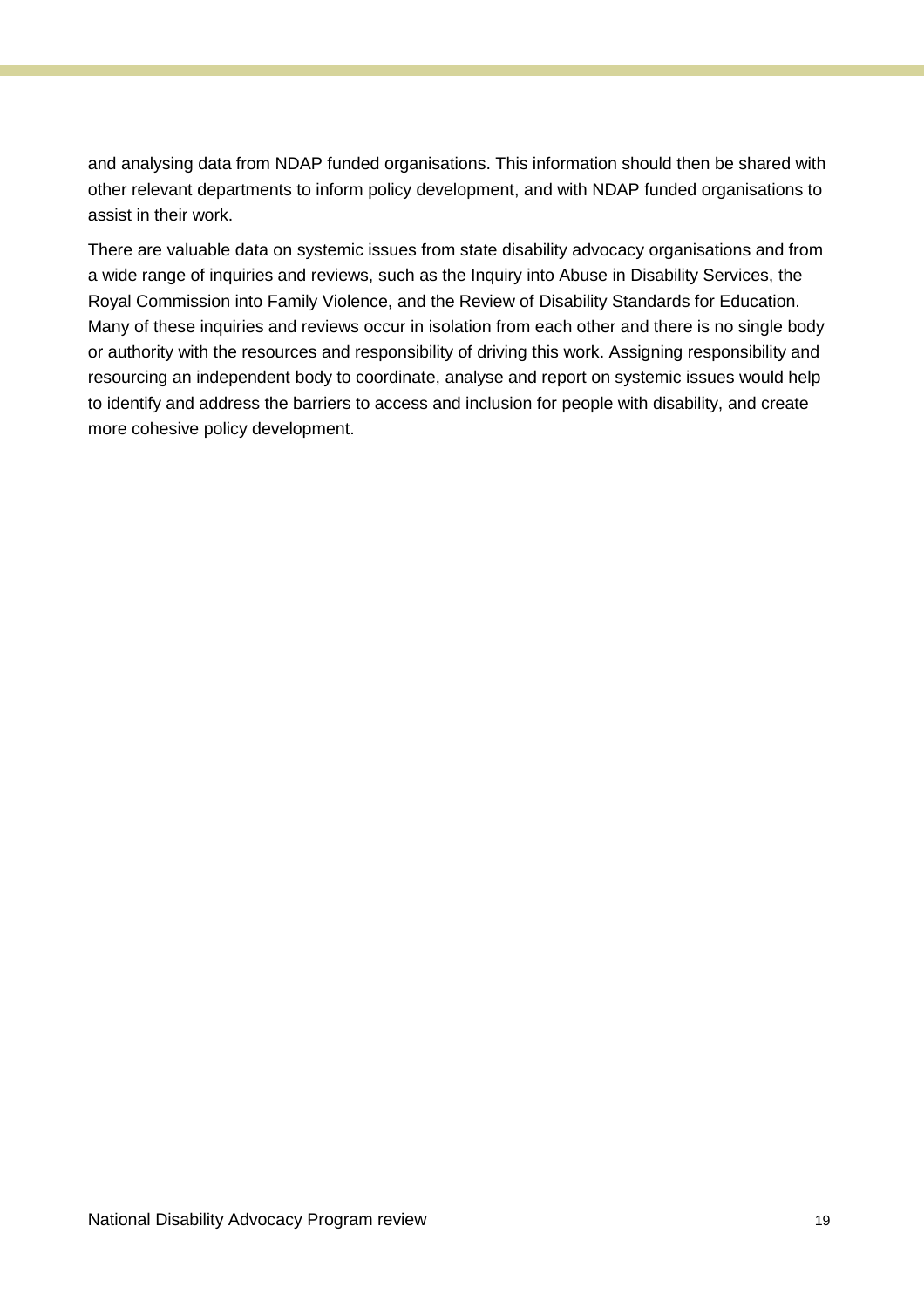and analysing data from NDAP funded organisations. This information should then be shared with other relevant departments to inform policy development, and with NDAP funded organisations to assist in their work.

There are valuable data on systemic issues from state disability advocacy organisations and from a wide range of inquiries and reviews, such as the Inquiry into Abuse in Disability Services, the Royal Commission into Family Violence, and the Review of Disability Standards for Education. Many of these inquiries and reviews occur in isolation from each other and there is no single body or authority with the resources and responsibility of driving this work. Assigning responsibility and resourcing an independent body to coordinate, analyse and report on systemic issues would help to identify and address the barriers to access and inclusion for people with disability, and create more cohesive policy development.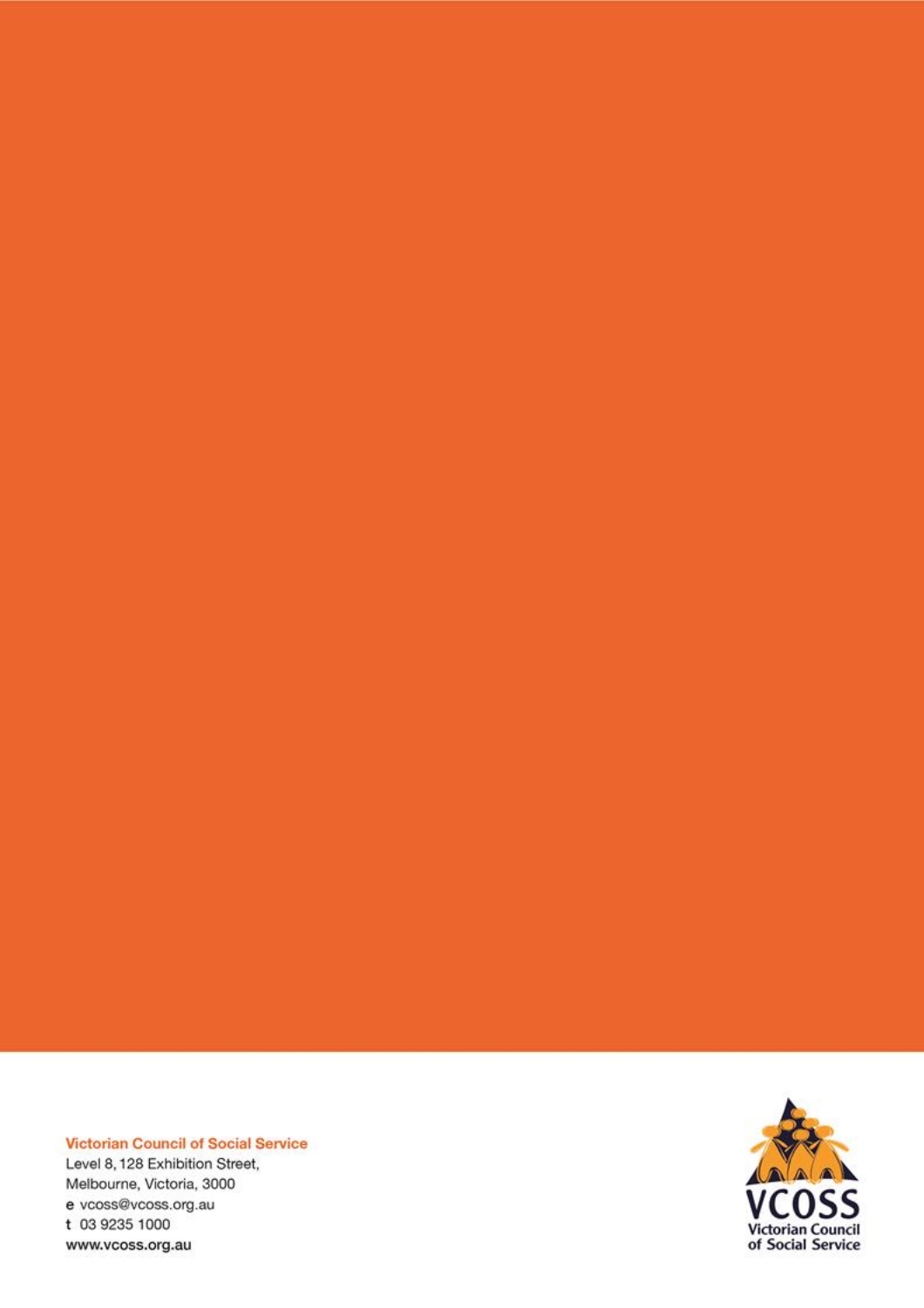**Victorian Council of Social Service**
Level 8, 128 Exhibition Street,
Melbourne, Victoria, 3000
e vcoss@vcoss.org.au
t 03 9235 1000
www.vcoss.org.au